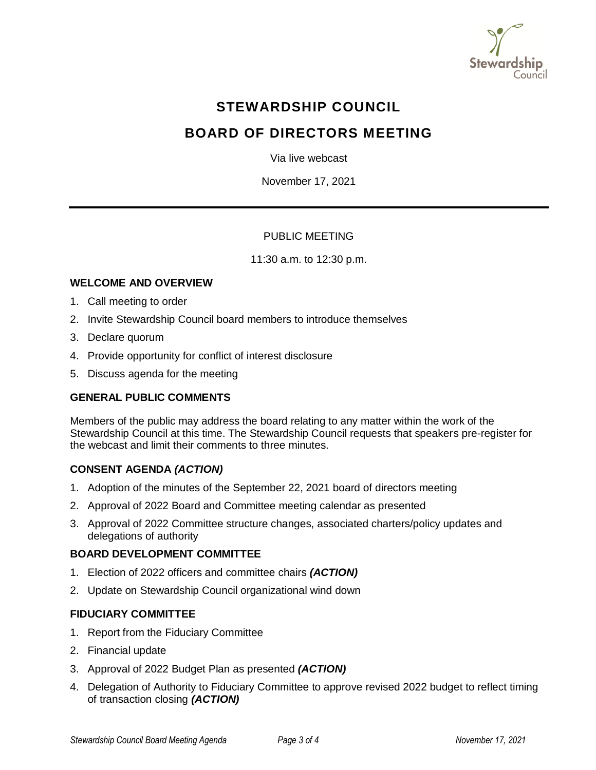# STEWARDSHIP COUNCIL

# BOARD OF DIRECTORS MEETING

Via live webcast

November 17, 2021

---

PUBLIC MEETING

11:30 a.m. to 12:30 p.m.

### WELCOME AND OVERVIEW

1. Call meeting to order
2. Invite Stewardship Council board members to introduce themselves
3. Declare quorum
4. Provide opportunity for conflict of interest disclosure
5. Discuss agenda for the meeting

### GENERAL PUBLIC COMMENTS

Members of the public may address the board relating to any matter within the work of the Stewardship Council at this time. The Stewardship Council requests that speakers pre-register for the webcast and limit their comments to three minutes.

### CONSENT AGENDA *(ACTION)*

1. Adoption of the minutes of the September 22, 2021 board of directors meeting
2. Approval of 2022 Board and Committee meeting calendar as presented
3. Approval of 2022 Committee structure changes, associated charters/policy updates and delegations of authority

### BOARD DEVELOPMENT COMMITTEE

1. Election of 2022 officers and committee chairs ***(ACTION)***
2. Update on Stewardship Council organizational wind down

### FIDUCIARY COMMITTEE

1. Report from the Fiduciary Committee
2. Financial update
3. Approval of 2022 Budget Plan as presented ***(ACTION)***
4. Delegation of Authority to Fiduciary Committee to approve revised 2022 budget to reflect timing of transaction closing ***(ACTION)***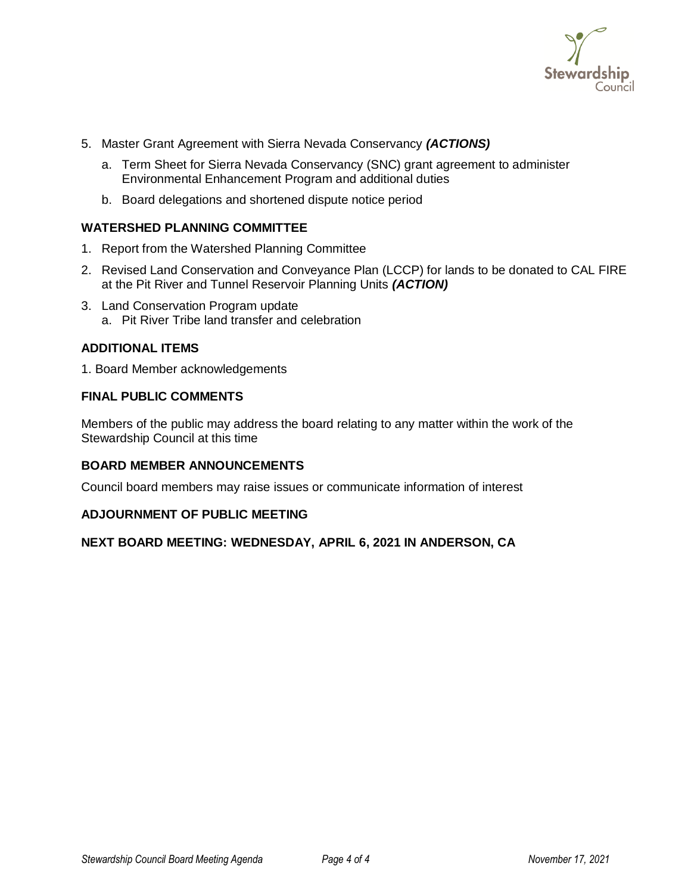5. Master Grant Agreement with Sierra Nevada Conservancy ***(ACTIONS)***
   a. Term Sheet for Sierra Nevada Conservancy (SNC) grant agreement to administer Environmental Enhancement Program and additional duties
   b. Board delegations and shortened dispute notice period

**WATERSHED PLANNING COMMITTEE**

1. Report from the Watershed Planning Committee
2. Revised Land Conservation and Conveyance Plan (LCCP) for lands to be donated to CAL FIRE at the Pit River and Tunnel Reservoir Planning Units ***(ACTION)***
3. Land Conservation Program update
   a. Pit River Tribe land transfer and celebration

**ADDITIONAL ITEMS**

1. Board Member acknowledgements

**FINAL PUBLIC COMMENTS**

Members of the public may address the board relating to any matter within the work of the Stewardship Council at this time

**BOARD MEMBER ANNOUNCEMENTS**

Council board members may raise issues or communicate information of interest

**ADJOURNMENT OF PUBLIC MEETING**

**NEXT BOARD MEETING: WEDNESDAY, APRIL 6, 2021 IN ANDERSON, CA**